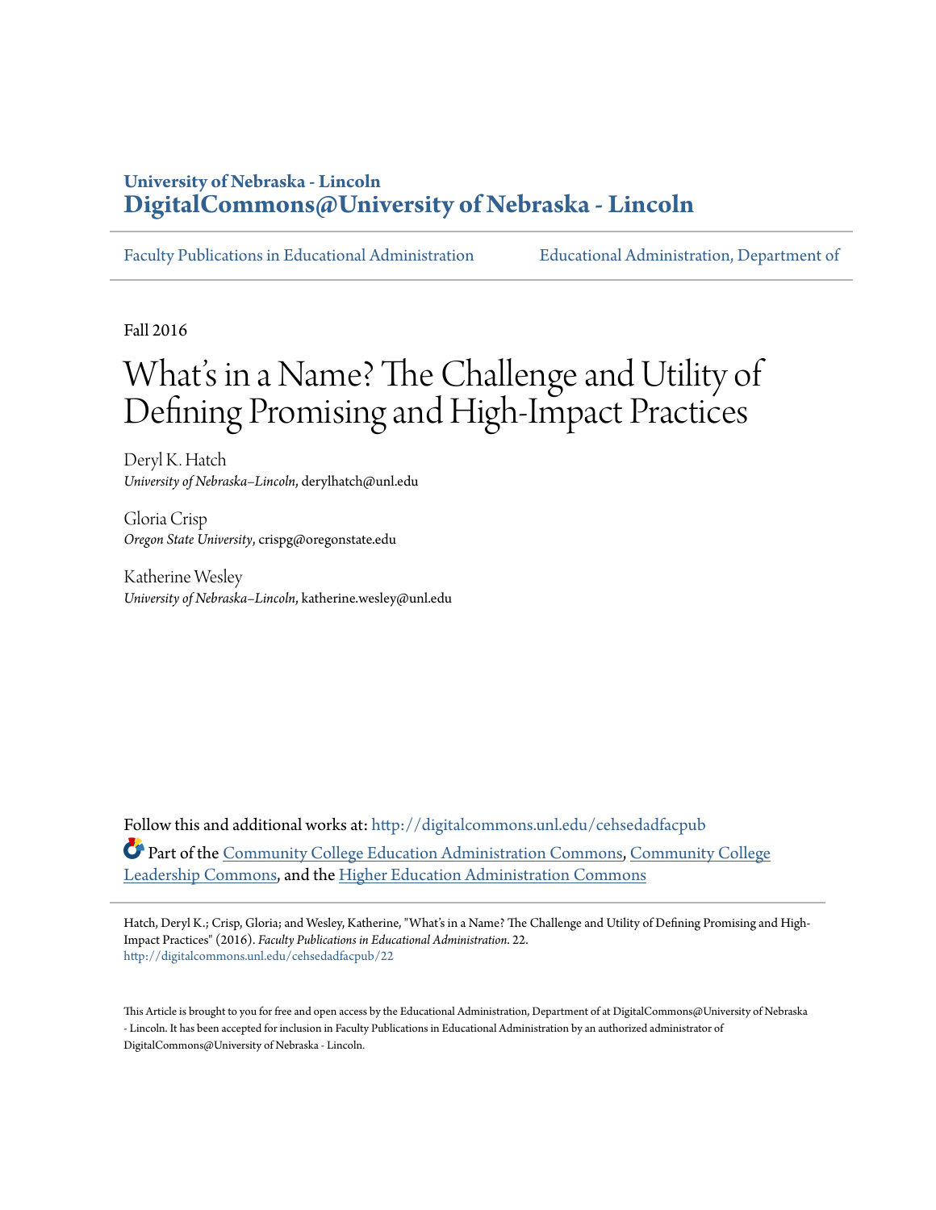University of Nebraska - Lincoln
**DigitalCommons@University of Nebraska - Lincoln**

Faculty Publications in Educational Administration | Educational Administration, Department of

Fall 2016

# What's in a Name? The Challenge and Utility of Defining Promising and High-Impact Practices

Deryl K. Hatch
*University of Nebraska–Lincoln*, derylhatch@unl.edu

Gloria Crisp
*Oregon State University*, crispg@oregonstate.edu

Katherine Wesley
*University of Nebraska–Lincoln*, katherine.wesley@unl.edu

Follow this and additional works at: http://digitalcommons.unl.edu/cehsedadfacpub

Part of the Community College Education Administration Commons, Community College Leadership Commons, and the Higher Education Administration Commons

Hatch, Deryl K.; Crisp, Gloria; and Wesley, Katherine, "What's in a Name? The Challenge and Utility of Defining Promising and High-Impact Practices" (2016). *Faculty Publications in Educational Administration*. 22.
http://digitalcommons.unl.edu/cehsedadfacpub/22

This Article is brought to you for free and open access by the Educational Administration, Department of at DigitalCommons@University of Nebraska - Lincoln. It has been accepted for inclusion in Faculty Publications in Educational Administration by an authorized administrator of DigitalCommons@University of Nebraska - Lincoln.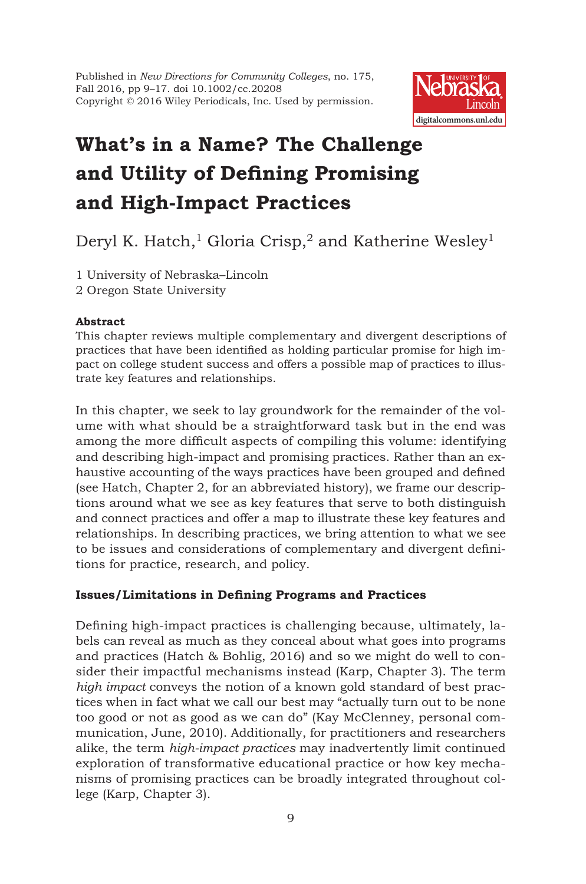Published in *New Directions for Community Colleges*, no. 175, Fall 2016, pp 9–17. doi 10.1002/cc.20208
Copyright © 2016 Wiley Periodicals, Inc. Used by permission.

# What's in a Name? The Challenge and Utility of Defining Promising and High-Impact Practices

Deryl K. Hatch,[1] Gloria Crisp,[2] and Katherine Wesley[1]

1 University of Nebraska–Lincoln
2 Oregon State University

**Abstract**

This chapter reviews multiple complementary and divergent descriptions of practices that have been identified as holding particular promise for high impact on college student success and offers a possible map of practices to illustrate key features and relationships.

In this chapter, we seek to lay groundwork for the remainder of the volume with what should be a straightforward task but in the end was among the more difficult aspects of compiling this volume: identifying and describing high-impact and promising practices. Rather than an exhaustive accounting of the ways practices have been grouped and defined (see Hatch, Chapter 2, for an abbreviated history), we frame our descriptions around what we see as key features that serve to both distinguish and connect practices and offer a map to illustrate these key features and relationships. In describing practices, we bring attention to what we see to be issues and considerations of complementary and divergent definitions for practice, research, and policy.

### Issues/Limitations in Defining Programs and Practices

Defining high-impact practices is challenging because, ultimately, labels can reveal as much as they conceal about what goes into programs and practices (Hatch & Bohlig, 2016) and so we might do well to consider their impactful mechanisms instead (Karp, Chapter 3). The term *high impact* conveys the notion of a known gold standard of best practices when in fact what we call our best may "actually turn out to be none too good or not as good as we can do" (Kay McClenney, personal communication, June, 2010). Additionally, for practitioners and researchers alike, the term *high-impact practices* may inadvertently limit continued exploration of transformative educational practice or how key mechanisms of promising practices can be broadly integrated throughout college (Karp, Chapter 3).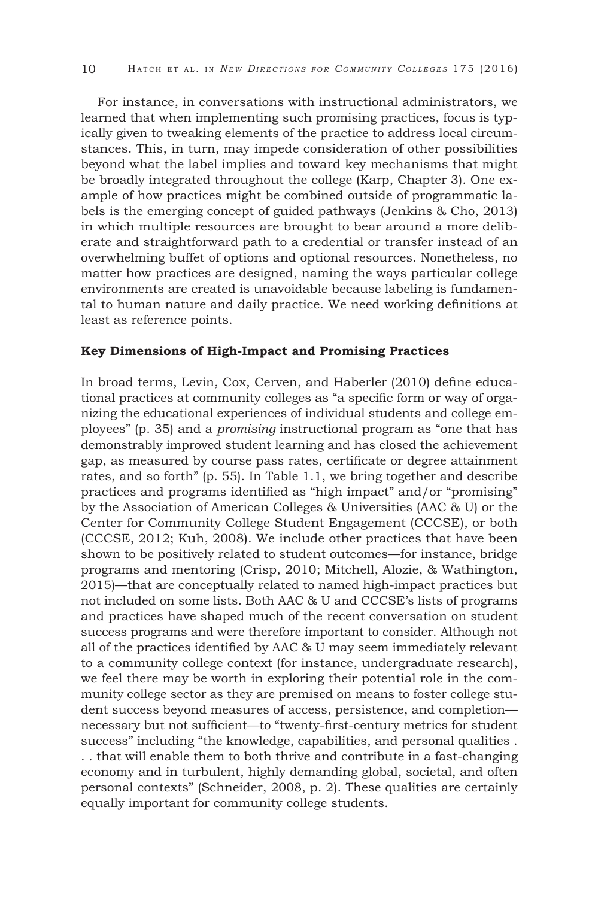For instance, in conversations with instructional administrators, we learned that when implementing such promising practices, focus is typically given to tweaking elements of the practice to address local circumstances. This, in turn, may impede consideration of other possibilities beyond what the label implies and toward key mechanisms that might be broadly integrated throughout the college (Karp, Chapter 3). One example of how practices might be combined outside of programmatic labels is the emerging concept of guided pathways (Jenkins & Cho, 2013) in which multiple resources are brought to bear around a more deliberate and straightforward path to a credential or transfer instead of an overwhelming buffet of options and optional resources. Nonetheless, no matter how practices are designed, naming the ways particular college environments are created is unavoidable because labeling is fundamental to human nature and daily practice. We need working definitions at least as reference points.

### Key Dimensions of High-Impact and Promising Practices

In broad terms, Levin, Cox, Cerven, and Haberler (2010) define educational practices at community colleges as "a specific form or way of organizing the educational experiences of individual students and college employees" (p. 35) and a *promising* instructional program as "one that has demonstrably improved student learning and has closed the achievement gap, as measured by course pass rates, certificate or degree attainment rates, and so forth" (p. 55). In Table 1.1, we bring together and describe practices and programs identified as "high impact" and/or "promising" by the Association of American Colleges & Universities (AAC & U) or the Center for Community College Student Engagement (CCCSE), or both (CCCSE, 2012; Kuh, 2008). We include other practices that have been shown to be positively related to student outcomes—for instance, bridge programs and mentoring (Crisp, 2010; Mitchell, Alozie, & Wathington, 2015)—that are conceptually related to named high-impact practices but not included on some lists. Both AAC & U and CCCSE's lists of programs and practices have shaped much of the recent conversation on student success programs and were therefore important to consider. Although not all of the practices identified by AAC & U may seem immediately relevant to a community college context (for instance, undergraduate research), we feel there may be worth in exploring their potential role in the community college sector as they are premised on means to foster college student success beyond measures of access, persistence, and completion—necessary but not sufficient—to "twenty-first-century metrics for student success" including "the knowledge, capabilities, and personal qualities . . . that will enable them to both thrive and contribute in a fast-changing economy and in turbulent, highly demanding global, societal, and often personal contexts" (Schneider, 2008, p. 2). These qualities are certainly equally important for community college students.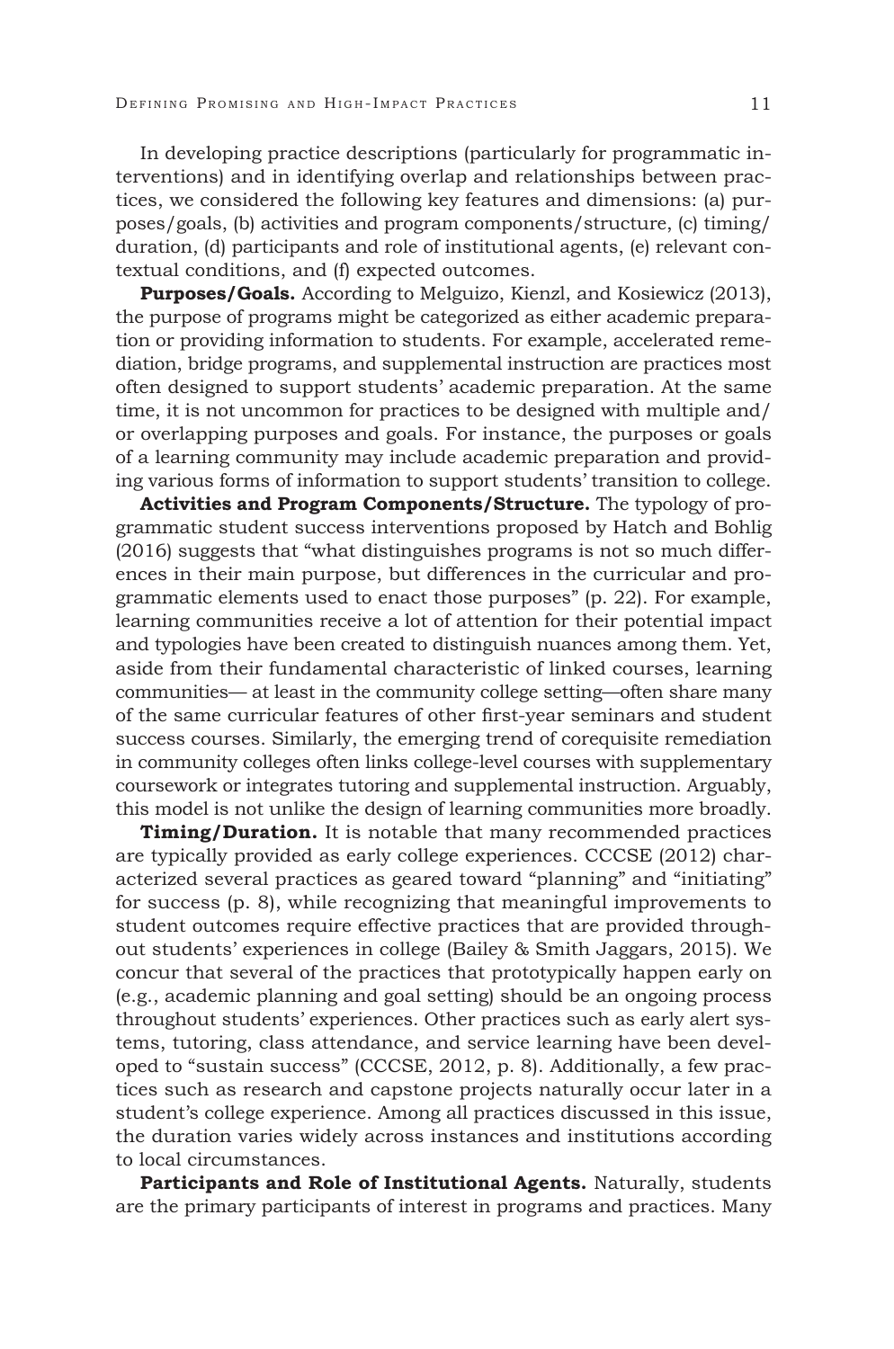In developing practice descriptions (particularly for programmatic interventions) and in identifying overlap and relationships between practices, we considered the following key features and dimensions: (a) purposes/goals, (b) activities and program components/structure, (c) timing/duration, (d) participants and role of institutional agents, (e) relevant contextual conditions, and (f) expected outcomes.

**Purposes/Goals.** According to Melguizo, Kienzl, and Kosiewicz (2013), the purpose of programs might be categorized as either academic preparation or providing information to students. For example, accelerated remediation, bridge programs, and supplemental instruction are practices most often designed to support students' academic preparation. At the same time, it is not uncommon for practices to be designed with multiple and/or overlapping purposes and goals. For instance, the purposes or goals of a learning community may include academic preparation and providing various forms of information to support students' transition to college.

**Activities and Program Components/Structure.** The typology of programmatic student success interventions proposed by Hatch and Bohlig (2016) suggests that "what distinguishes programs is not so much differences in their main purpose, but differences in the curricular and programmatic elements used to enact those purposes" (p. 22). For example, learning communities receive a lot of attention for their potential impact and typologies have been created to distinguish nuances among them. Yet, aside from their fundamental characteristic of linked courses, learning communities— at least in the community college setting—often share many of the same curricular features of other first-year seminars and student success courses. Similarly, the emerging trend of corequisite remediation in community colleges often links college-level courses with supplementary coursework or integrates tutoring and supplemental instruction. Arguably, this model is not unlike the design of learning communities more broadly.

**Timing/Duration.** It is notable that many recommended practices are typically provided as early college experiences. CCCSE (2012) characterized several practices as geared toward "planning" and "initiating" for success (p. 8), while recognizing that meaningful improvements to student outcomes require effective practices that are provided throughout students' experiences in college (Bailey & Smith Jaggars, 2015). We concur that several of the practices that prototypically happen early on (e.g., academic planning and goal setting) should be an ongoing process throughout students' experiences. Other practices such as early alert systems, tutoring, class attendance, and service learning have been developed to "sustain success" (CCCSE, 2012, p. 8). Additionally, a few practices such as research and capstone projects naturally occur later in a student's college experience. Among all practices discussed in this issue, the duration varies widely across instances and institutions according to local circumstances.

**Participants and Role of Institutional Agents.** Naturally, students are the primary participants of interest in programs and practices. Many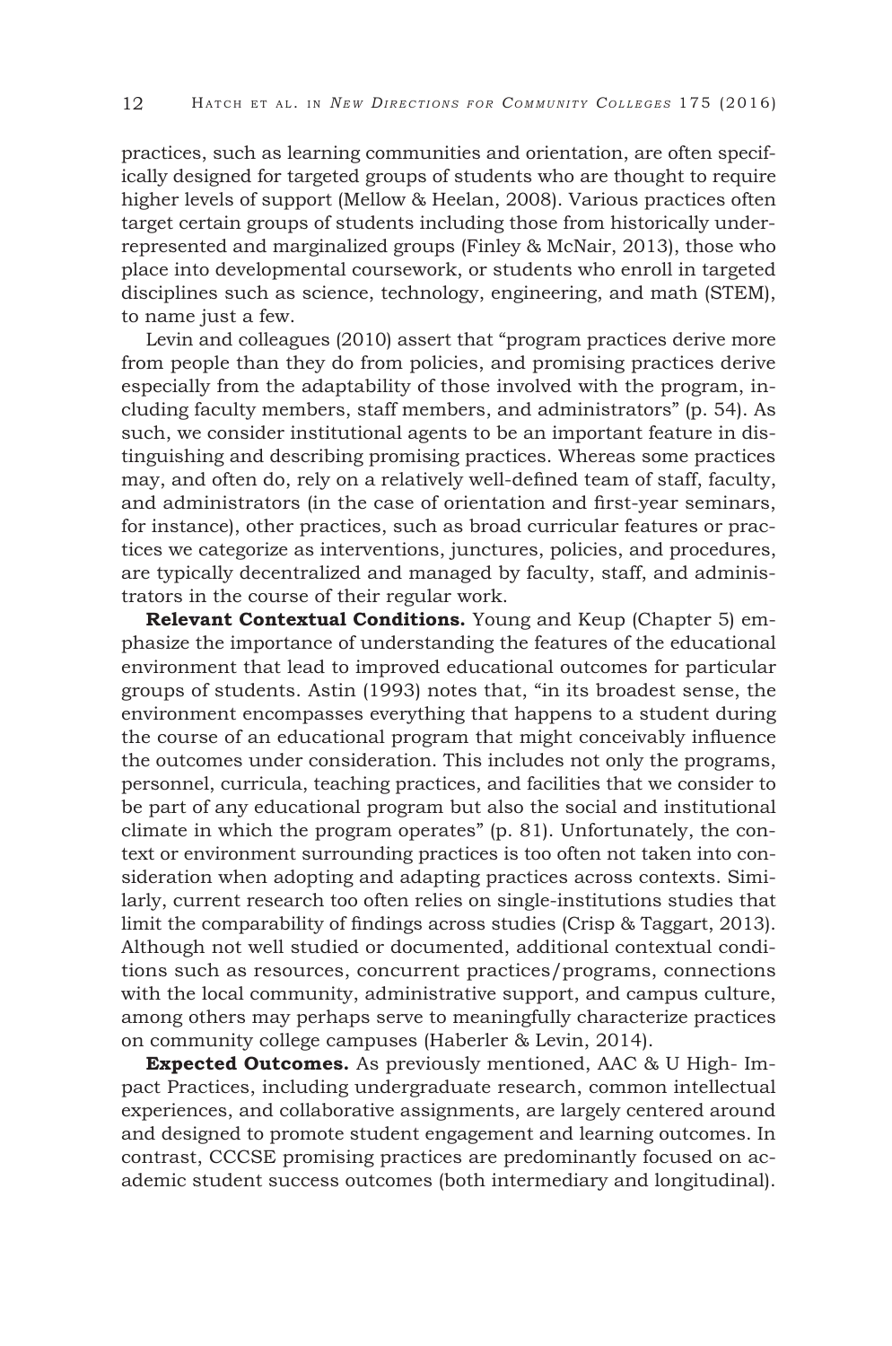practices, such as learning communities and orientation, are often specifically designed for targeted groups of students who are thought to require higher levels of support (Mellow & Heelan, 2008). Various practices often target certain groups of students including those from historically underrepresented and marginalized groups (Finley & McNair, 2013), those who place into developmental coursework, or students who enroll in targeted disciplines such as science, technology, engineering, and math (STEM), to name just a few.

Levin and colleagues (2010) assert that "program practices derive more from people than they do from policies, and promising practices derive especially from the adaptability of those involved with the program, including faculty members, staff members, and administrators" (p. 54). As such, we consider institutional agents to be an important feature in distinguishing and describing promising practices. Whereas some practices may, and often do, rely on a relatively well-defined team of staff, faculty, and administrators (in the case of orientation and first-year seminars, for instance), other practices, such as broad curricular features or practices we categorize as interventions, junctures, policies, and procedures, are typically decentralized and managed by faculty, staff, and administrators in the course of their regular work.

**Relevant Contextual Conditions.** Young and Keup (Chapter 5) emphasize the importance of understanding the features of the educational environment that lead to improved educational outcomes for particular groups of students. Astin (1993) notes that, "in its broadest sense, the environment encompasses everything that happens to a student during the course of an educational program that might conceivably influence the outcomes under consideration. This includes not only the programs, personnel, curricula, teaching practices, and facilities that we consider to be part of any educational program but also the social and institutional climate in which the program operates" (p. 81). Unfortunately, the context or environment surrounding practices is too often not taken into consideration when adopting and adapting practices across contexts. Similarly, current research too often relies on single-institutions studies that limit the comparability of findings across studies (Crisp & Taggart, 2013). Although not well studied or documented, additional contextual conditions such as resources, concurrent practices/programs, connections with the local community, administrative support, and campus culture, among others may perhaps serve to meaningfully characterize practices on community college campuses (Haberler & Levin, 2014).

**Expected Outcomes.** As previously mentioned, AAC & U High- Impact Practices, including undergraduate research, common intellectual experiences, and collaborative assignments, are largely centered around and designed to promote student engagement and learning outcomes. In contrast, CCCSE promising practices are predominantly focused on academic student success outcomes (both intermediary and longitudinal).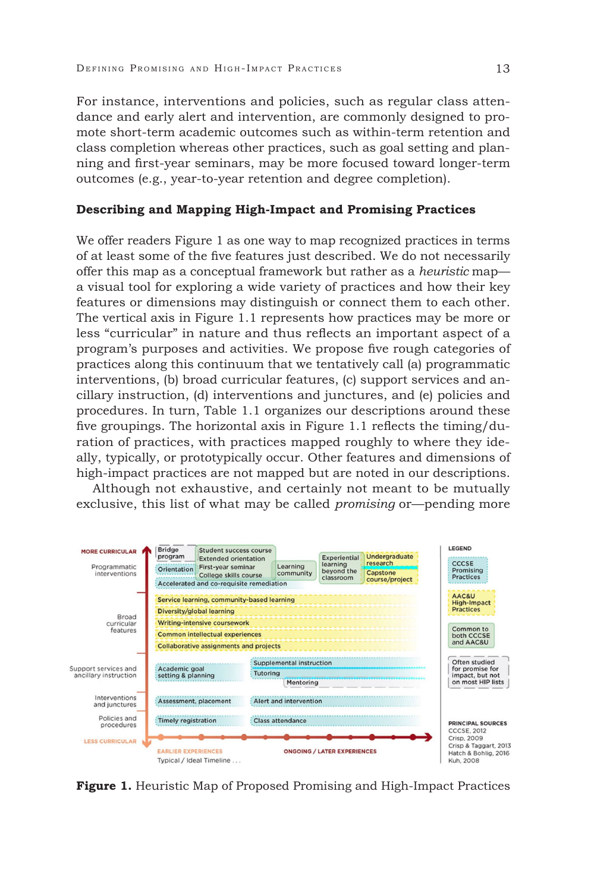For instance, interventions and policies, such as regular class attendance and early alert and intervention, are commonly designed to promote short-term academic outcomes such as within-term retention and class completion whereas other practices, such as goal setting and planning and first-year seminars, may be more focused toward longer-term outcomes (e.g., year-to-year retention and degree completion).

### Describing and Mapping High-Impact and Promising Practices

We offer readers Figure 1 as one way to map recognized practices in terms of at least some of the five features just described. We do not necessarily offer this map as a conceptual framework but rather as a *heuristic* map—a visual tool for exploring a wide variety of practices and how their key features or dimensions may distinguish or connect them to each other. The vertical axis in Figure 1.1 represents how practices may be more or less "curricular" in nature and thus reflects an important aspect of a program's purposes and activities. We propose five rough categories of practices along this continuum that we tentatively call (a) programmatic interventions, (b) broad curricular features, (c) support services and ancillary instruction, (d) interventions and junctures, and (e) policies and procedures. In turn, Table 1.1 organizes our descriptions around these five groupings. The horizontal axis in Figure 1.1 reflects the timing/duration of practices, with practices mapped roughly to where they ideally, typically, or prototypically occur. Other features and dimensions of high-impact practices are not mapped but are noted in our descriptions.

Although not exhaustive, and certainly not meant to be mutually exclusive, this list of what may be called *promising* or—pending more

MORE CURRICULAR

Programmatic interventions: Bridge program; Student success course; Extended orientation; Orientation; First-year seminar; College skills course; Learning community; Experiential learning beyond the classroom; Undergraduate research; Capstone course/project; Accelerated and co-requisite remediation

Broad curricular features: Service learning, community-based learning; Diversity/global learning; Writing-intensive coursework; Common intellectual experiences; Collaborative assignments and projects

Support services and ancillary instruction: Academic goal setting & planning; Supplemental instruction; Tutoring; Mentoring

Interventions and junctures: Assessment, placement; Alert and intervention

Policies and procedures: Timely registration; Class attendance

LESS CURRICULAR

EARLIER EXPERIENCES — ONGOING / LATER EXPERIENCES

Typical / Ideal Timeline . . .

LEGEND: CCCSE Promising Practices; AAC&U High-Impact Practices; Common to both CCCSE and AAC&U; Often studied for promise for impact, but not on most HIP lists

PRINCIPAL SOURCES: CCCSE, 2012; Crisp, 2009; Crisp & Taggart, 2013; Hatch & Bohlig, 2016; Kuh, 2008

**Figure 1.** Heuristic Map of Proposed Promising and High-Impact Practices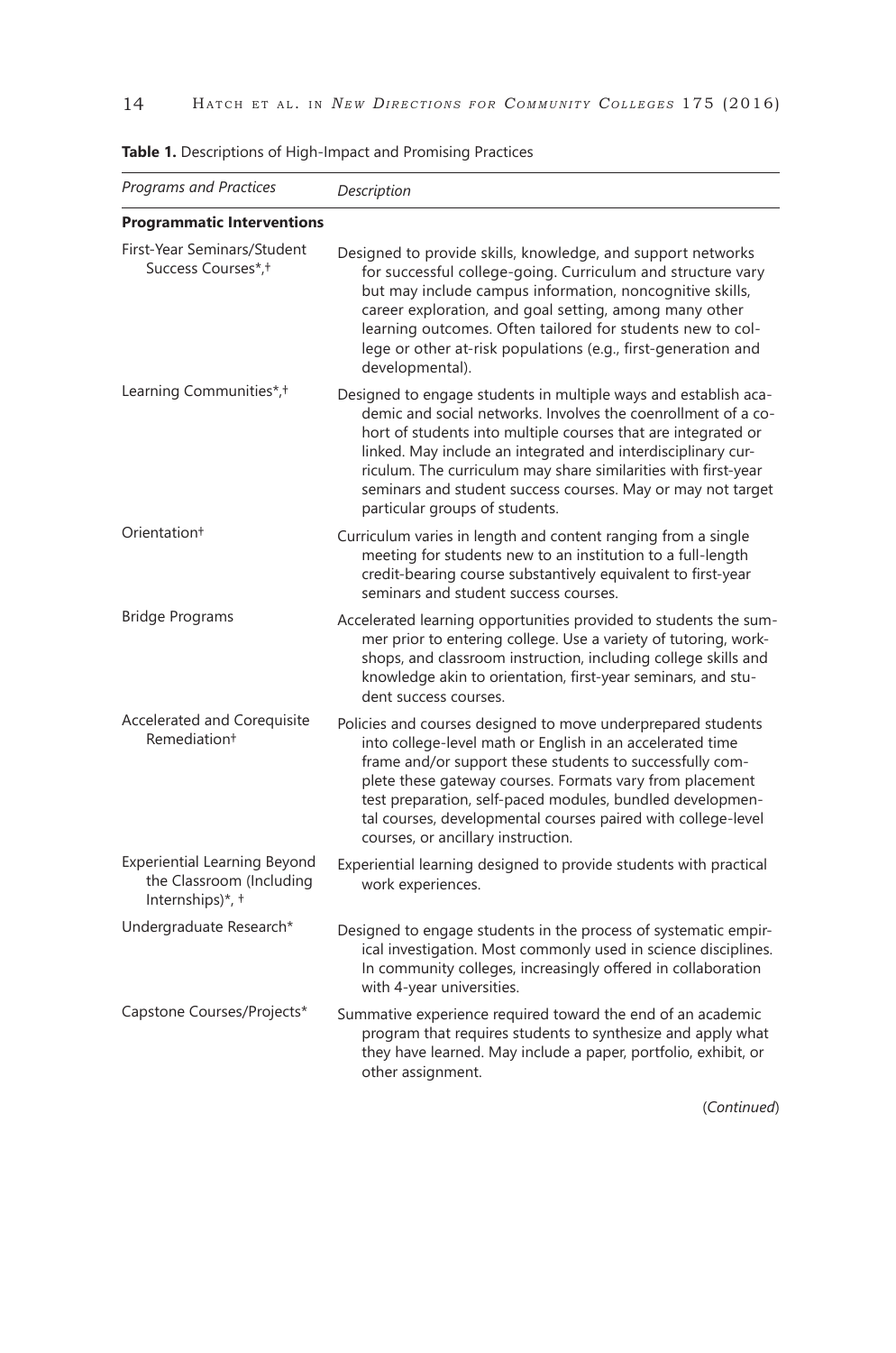**Table 1.** Descriptions of High-Impact and Promising Practices

| *Programs and Practices* | *Description* |
|---|---|
| **Programmatic Interventions** | |
| First-Year Seminars/Student Success Courses*,† | Designed to provide skills, knowledge, and support networks for successful college-going. Curriculum and structure vary but may include campus information, noncognitive skills, career exploration, and goal setting, among many other learning outcomes. Often tailored for students new to college or other at-risk populations (e.g., first-generation and developmental). |
| Learning Communities*,† | Designed to engage students in multiple ways and establish academic and social networks. Involves the coenrollment of a cohort of students into multiple courses that are integrated or linked. May include an integrated and interdisciplinary curriculum. The curriculum may share similarities with first-year seminars and student success courses. May or may not target particular groups of students. |
| Orientation† | Curriculum varies in length and content ranging from a single meeting for students new to an institution to a full-length credit-bearing course substantively equivalent to first-year seminars and student success courses. |
| Bridge Programs | Accelerated learning opportunities provided to students the summer prior to entering college. Use a variety of tutoring, workshops, and classroom instruction, including college skills and knowledge akin to orientation, first-year seminars, and student success courses. |
| Accelerated and Corequisite Remediation† | Policies and courses designed to move underprepared students into college-level math or English in an accelerated time frame and/or support these students to successfully complete these gateway courses. Formats vary from placement test preparation, self-paced modules, bundled developmental courses, developmental courses paired with college-level courses, or ancillary instruction. |
| Experiential Learning Beyond the Classroom (Including Internships)*, † | Experiential learning designed to provide students with practical work experiences. |
| Undergraduate Research* | Designed to engage students in the process of systematic empirical investigation. Most commonly used in science disciplines. In community colleges, increasingly offered in collaboration with 4-year universities. |
| Capstone Courses/Projects* | Summative experience required toward the end of an academic program that requires students to synthesize and apply what they have learned. May include a paper, portfolio, exhibit, or other assignment. |

(*Continued*)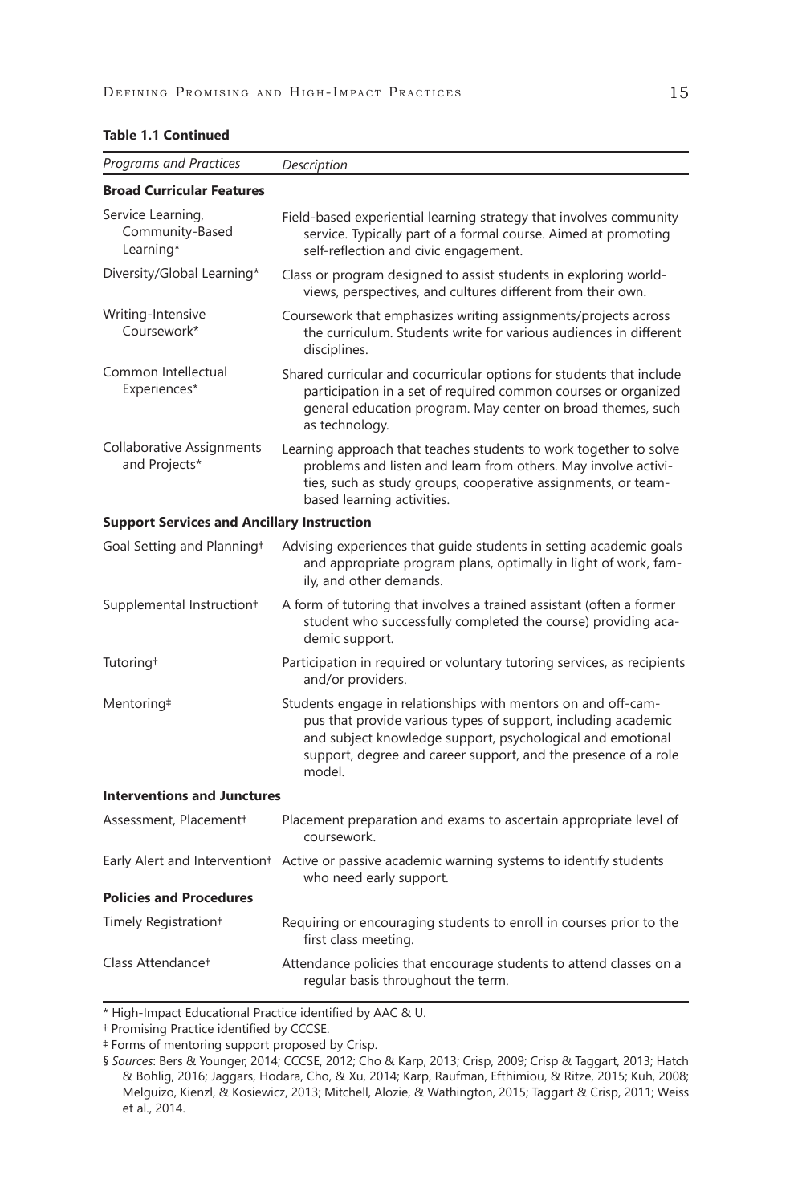**Table 1.1 Continued**

| *Programs and Practices* | *Description* |
|---|---|
| **Broad Curricular Features** | |
| Service Learning, Community-Based Learning* | Field-based experiential learning strategy that involves community service. Typically part of a formal course. Aimed at promoting self-reflection and civic engagement. |
| Diversity/Global Learning* | Class or program designed to assist students in exploring world-views, perspectives, and cultures different from their own. |
| Writing-Intensive Coursework* | Coursework that emphasizes writing assignments/projects across the curriculum. Students write for various audiences in different disciplines. |
| Common Intellectual Experiences* | Shared curricular and cocurricular options for students that include participation in a set of required common courses or organized general education program. May center on broad themes, such as technology. |
| Collaborative Assignments and Projects* | Learning approach that teaches students to work together to solve problems and listen and learn from others. May involve activities, such as study groups, cooperative assignments, or team-based learning activities. |
| **Support Services and Ancillary Instruction** | |
| Goal Setting and Planning† | Advising experiences that guide students in setting academic goals and appropriate program plans, optimally in light of work, family, and other demands. |
| Supplemental Instruction† | A form of tutoring that involves a trained assistant (often a former student who successfully completed the course) providing academic support. |
| Tutoring† | Participation in required or voluntary tutoring services, as recipients and/or providers. |
| Mentoring‡ | Students engage in relationships with mentors on and off-campus that provide various types of support, including academic and subject knowledge support, psychological and emotional support, degree and career support, and the presence of a role model. |
| **Interventions and Junctures** | |
| Assessment, Placement† | Placement preparation and exams to ascertain appropriate level of coursework. |
| Early Alert and Intervention† | Active or passive academic warning systems to identify students who need early support. |
| **Policies and Procedures** | |
| Timely Registration† | Requiring or encouraging students to enroll in courses prior to the first class meeting. |
| Class Attendance† | Attendance policies that encourage students to attend classes on a regular basis throughout the term. |

\* High-Impact Educational Practice identified by AAC & U.

† Promising Practice identified by CCCSE.

‡ Forms of mentoring support proposed by Crisp.

§ *Sources*: Bers & Younger, 2014; CCCSE, 2012; Cho & Karp, 2013; Crisp, 2009; Crisp & Taggart, 2013; Hatch & Bohlig, 2016; Jaggars, Hodara, Cho, & Xu, 2014; Karp, Raufman, Efthimiou, & Ritze, 2015; Kuh, 2008; Melguizo, Kienzl, & Kosiewicz, 2013; Mitchell, Alozie, & Wathington, 2015; Taggart & Crisp, 2011; Weiss et al., 2014.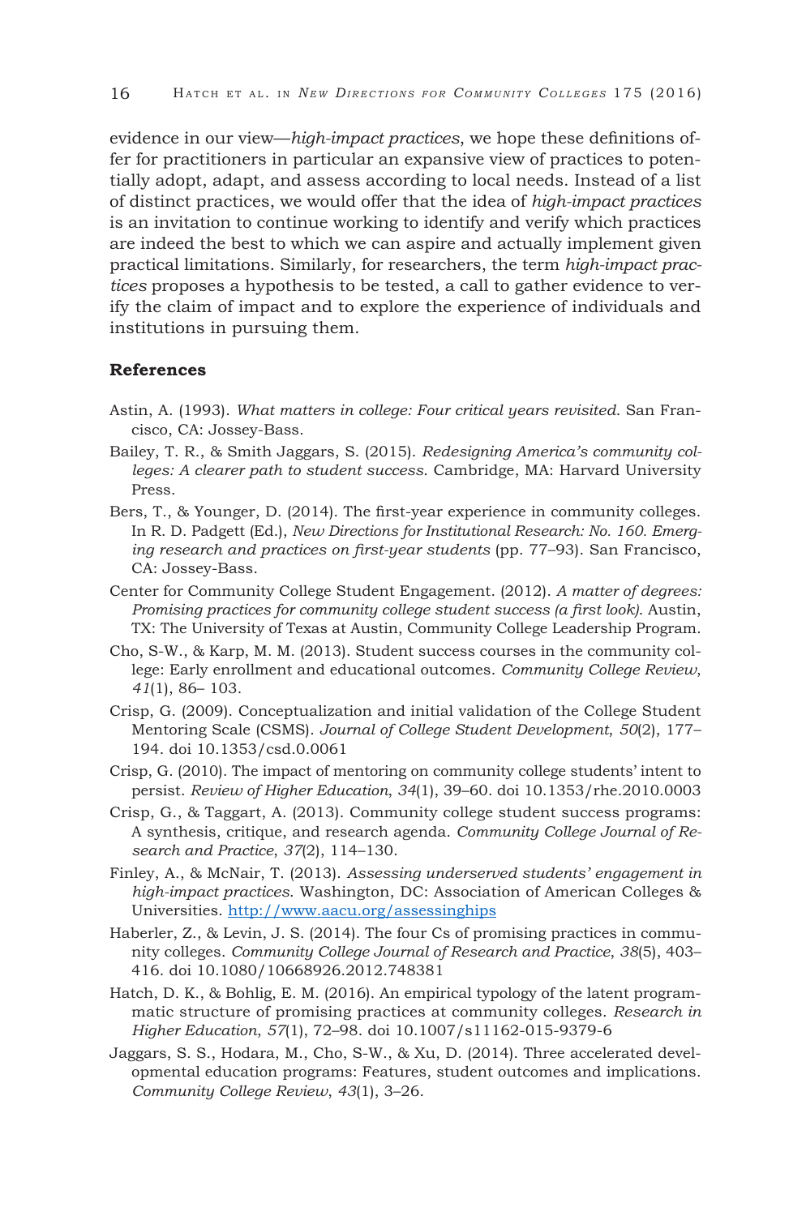evidence in our view—*high-impact practices*, we hope these definitions offer for practitioners in particular an expansive view of practices to potentially adopt, adapt, and assess according to local needs. Instead of a list of distinct practices, we would offer that the idea of *high-impact practices* is an invitation to continue working to identify and verify which practices are indeed the best to which we can aspire and actually implement given practical limitations. Similarly, for researchers, the term *high-impact practices* proposes a hypothesis to be tested, a call to gather evidence to verify the claim of impact and to explore the experience of individuals and institutions in pursuing them.

## References

Astin, A. (1993). *What matters in college: Four critical years revisited*. San Francisco, CA: Jossey-Bass.

Bailey, T. R., & Smith Jaggars, S. (2015). *Redesigning America's community colleges: A clearer path to student success*. Cambridge, MA: Harvard University Press.

Bers, T., & Younger, D. (2014). The first-year experience in community colleges. In R. D. Padgett (Ed.), *New Directions for Institutional Research: No. 160. Emerging research and practices on first-year students* (pp. 77–93). San Francisco, CA: Jossey-Bass.

Center for Community College Student Engagement. (2012). *A matter of degrees: Promising practices for community college student success (a first look)*. Austin, TX: The University of Texas at Austin, Community College Leadership Program.

Cho, S-W., & Karp, M. M. (2013). Student success courses in the community college: Early enrollment and educational outcomes. *Community College Review*, *41*(1), 86– 103.

Crisp, G. (2009). Conceptualization and initial validation of the College Student Mentoring Scale (CSMS). *Journal of College Student Development*, *50*(2), 177–194. doi 10.1353/csd.0.0061

Crisp, G. (2010). The impact of mentoring on community college students' intent to persist. *Review of Higher Education*, *34*(1), 39–60. doi 10.1353/rhe.2010.0003

Crisp, G., & Taggart, A. (2013). Community college student success programs: A synthesis, critique, and research agenda. *Community College Journal of Research and Practice*, *37*(2), 114–130.

Finley, A., & McNair, T. (2013). *Assessing underserved students' engagement in high-impact practices*. Washington, DC: Association of American Colleges & Universities. http://www.aacu.org/assessinghips

Haberler, Z., & Levin, J. S. (2014). The four Cs of promising practices in community colleges. *Community College Journal of Research and Practice*, *38*(5), 403–416. doi 10.1080/10668926.2012.748381

Hatch, D. K., & Bohlig, E. M. (2016). An empirical typology of the latent programmatic structure of promising practices at community colleges. *Research in Higher Education*, *57*(1), 72–98. doi 10.1007/s11162-015-9379-6

Jaggars, S. S., Hodara, M., Cho, S-W., & Xu, D. (2014). Three accelerated developmental education programs: Features, student outcomes and implications. *Community College Review*, *43*(1), 3–26.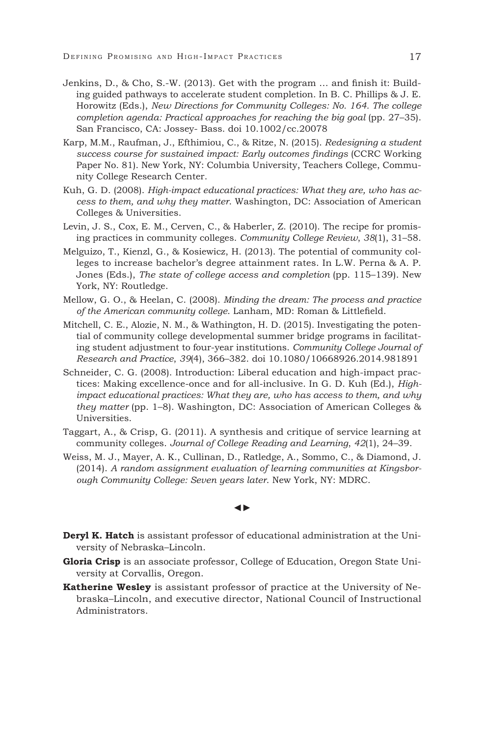Jenkins, D., & Cho, S.-W. (2013). Get with the program … and finish it: Building guided pathways to accelerate student completion. In B. C. Phillips & J. E. Horowitz (Eds.), *New Directions for Community Colleges: No. 164. The college completion agenda: Practical approaches for reaching the big goal* (pp. 27–35). San Francisco, CA: Jossey- Bass. doi 10.1002/cc.20078

Karp, M.M., Raufman, J., Efthimiou, C., & Ritze, N. (2015). *Redesigning a student success course for sustained impact: Early outcomes findings* (CCRC Working Paper No. 81). New York, NY: Columbia University, Teachers College, Community College Research Center.

Kuh, G. D. (2008). *High-impact educational practices: What they are, who has access to them, and why they matter*. Washington, DC: Association of American Colleges & Universities.

Levin, J. S., Cox, E. M., Cerven, C., & Haberler, Z. (2010). The recipe for promising practices in community colleges. *Community College Review*, *38*(1), 31–58.

Melguizo, T., Kienzl, G., & Kosiewicz, H. (2013). The potential of community colleges to increase bachelor's degree attainment rates. In L.W. Perna & A. P. Jones (Eds.), *The state of college access and completion* (pp. 115–139). New York, NY: Routledge.

Mellow, G. O., & Heelan, C. (2008). *Minding the dream: The process and practice of the American community college*. Lanham, MD: Roman & Littlefield.

Mitchell, C. E., Alozie, N. M., & Wathington, H. D. (2015). Investigating the potential of community college developmental summer bridge programs in facilitating student adjustment to four-year institutions. *Community College Journal of Research and Practice*, *39*(4), 366–382. doi 10.1080/10668926.2014.981891

Schneider, C. G. (2008). Introduction: Liberal education and high-impact practices: Making excellence-once and for all-inclusive. In G. D. Kuh (Ed.), *High-impact educational practices: What they are, who has access to them, and why they matter* (pp. 1–8). Washington, DC: Association of American Colleges & Universities.

Taggart, A., & Crisp, G. (2011). A synthesis and critique of service learning at community colleges. *Journal of College Reading and Learning*, *42*(1), 24–39.

Weiss, M. J., Mayer, A. K., Cullinan, D., Ratledge, A., Sommo, C., & Diamond, J. (2014). *A random assignment evaluation of learning communities at Kingsborough Community College: Seven years later*. New York, NY: MDRC.

◀▶

**Deryl K. Hatch** is assistant professor of educational administration at the University of Nebraska–Lincoln.

**Gloria Crisp** is an associate professor, College of Education, Oregon State University at Corvallis, Oregon.

**Katherine Wesley** is assistant professor of practice at the University of Nebraska–Lincoln, and executive director, National Council of Instructional Administrators.